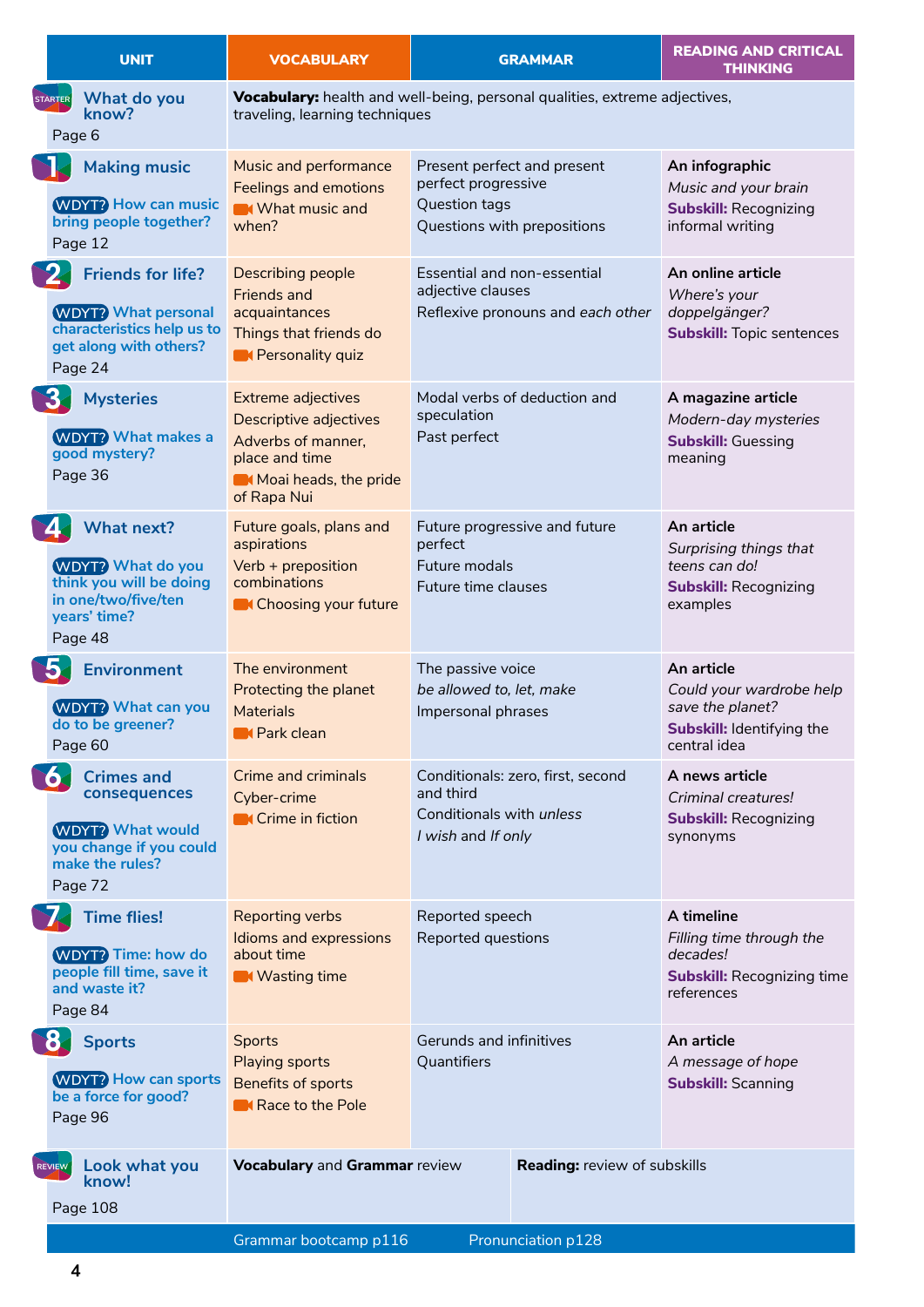| UNIT | VOCABULARY | GRAMMAR | READING AND CRITICAL THINKING |
| --- | --- | --- | --- |
| STARTER **What do you know?** Page 6 | **Vocabulary:** health and well-being, personal qualities, extreme adjectives, traveling, learning techniques | | |
| **1 Making music** WDYT? How can music bring people together? Page 12 | Music and performance<br>Feelings and emotions<br>What music and when? | Present perfect and present perfect progressive<br>Question tags<br>Questions with prepositions | **An infographic**<br>*Music and your brain*<br>**Subskill:** Recognizing informal writing |
| **2 Friends for life?** WDYT? What personal characteristics help us to get along with others? Page 24 | Describing people<br>Friends and acquaintances<br>Things that friends do<br>Personality quiz | Essential and non-essential adjective clauses<br>Reflexive pronouns and *each other* | **An online article**<br>*Where's your doppelgänger?*<br>**Subskill:** Topic sentences |
| **3 Mysteries** WDYT? What makes a good mystery? Page 36 | Extreme adjectives<br>Descriptive adjectives<br>Adverbs of manner, place and time<br>Moai heads, the pride of Rapa Nui | Modal verbs of deduction and speculation<br>Past perfect | **A magazine article**<br>*Modern-day mysteries*<br>**Subskill:** Guessing meaning |
| **4 What next?** WDYT? What do you think you will be doing in one/two/five/ten years' time? Page 48 | Future goals, plans and aspirations<br>Verb + preposition combinations<br>Choosing your future | Future progressive and future perfect<br>Future modals<br>Future time clauses | **An article**<br>*Surprising things that teens can do!*<br>**Subskill:** Recognizing examples |
| **5 Environment** WDYT? What can you do to be greener? Page 60 | The environment<br>Protecting the planet<br>Materials<br>Park clean | The passive voice<br>*be allowed to, let, make*<br>Impersonal phrases | **An article**<br>*Could your wardrobe help save the planet?*<br>**Subskill:** Identifying the central idea |
| **6 Crimes and consequences** WDYT? What would you change if you could make the rules? Page 72 | Crime and criminals<br>Cyber-crime<br>Crime in fiction | Conditionals: zero, first, second and third<br>Conditionals with *unless*<br>*I wish* and *If only* | **A news article**<br>*Criminal creatures!*<br>**Subskill:** Recognizing synonyms |
| **7 Time flies!** WDYT? Time: how do people fill time, save it and waste it? Page 84 | Reporting verbs<br>Idioms and expressions about time<br>Wasting time | Reported speech<br>Reported questions | **A timeline**<br>*Filling time through the decades!*<br>**Subskill:** Recognizing time references |
| **8 Sports** WDYT? How can sports be a force for good? Page 96 | Sports<br>Playing sports<br>Benefits of sports<br>Race to the Pole | Gerunds and infinitives<br>Quantifiers | **An article**<br>*A message of hope*<br>**Subskill:** Scanning |
| REVIEW **Look what you know!** Page 108 | **Vocabulary** and **Grammar** review | **Reading:** review of subskills | |

Grammar bootcamp p116 Pronunciation p128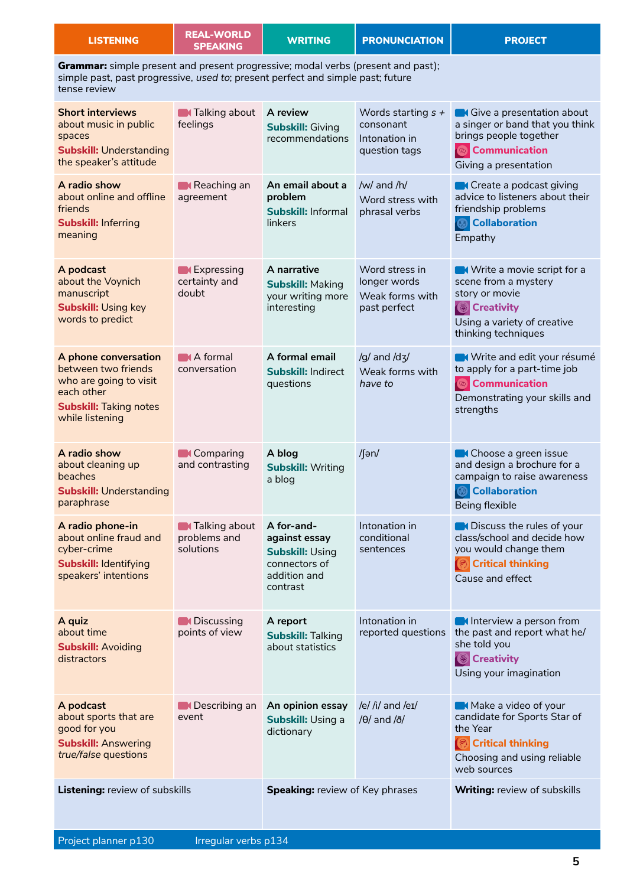| LISTENING | REAL-WORLD SPEAKING | WRITING | PRONUNCIATION | PROJECT |
|---|---|---|---|---|
| **Grammar:** simple present and present progressive; modal verbs (present and past); simple past, past progressive, *used to*; present perfect and simple past; future tense review | | | | |
| **Short interviews** about music in public spaces<br>**Subskill:** Understanding the speaker's attitude | Talking about feelings | **A review**<br>**Subskill:** Giving recommendations | Words starting *s* + consonant<br>Intonation in question tags | Give a presentation about a singer or band that you think brings people together<br>**Communication**<br>Giving a presentation |
| **A radio show** about online and offline friends<br>**Subskill:** Inferring meaning | Reaching an agreement | **An email about a problem**<br>**Subskill:** Informal linkers | /w/ and /h/<br>Word stress with phrasal verbs | Create a podcast giving advice to listeners about their friendship problems<br>**Collaboration**<br>Empathy |
| **A podcast** about the Voynich manuscript<br>**Subskill:** Using key words to predict | Expressing certainty and doubt | **A narrative**<br>**Subskill:** Making your writing more interesting | Word stress in longer words<br>Weak forms with past perfect | Write a movie script for a scene from a mystery story or movie<br>**Creativity**<br>Using a variety of creative thinking techniques |
| **A phone conversation** between two friends who are going to visit each other<br>**Subskill:** Taking notes while listening | A formal conversation | **A formal email**<br>**Subskill:** Indirect questions | /g/ and /dʒ/<br>Weak forms with *have to* | Write and edit your résumé to apply for a part-time job<br>**Communication**<br>Demonstrating your skills and strengths |
| **A radio show** about cleaning up beaches<br>**Subskill:** Understanding paraphrase | Comparing and contrasting | **A blog**<br>**Subskill:** Writing a blog | /ʃən/ | Choose a green issue and design a brochure for a campaign to raise awareness<br>**Collaboration**<br>Being flexible |
| **A radio phone-in** about online fraud and cyber-crime<br>**Subskill:** Identifying speakers' intentions | Talking about problems and solutions | **A for-and-against essay**<br>**Subskill:** Using connectors of addition and contrast | Intonation in conditional sentences | Discuss the rules of your class/school and decide how you would change them<br>**Critical thinking**<br>Cause and effect |
| **A quiz** about time<br>**Subskill:** Avoiding distractors | Discussing points of view | **A report**<br>**Subskill:** Talking about statistics | Intonation in reported questions | Interview a person from the past and report what he/she told you<br>**Creativity**<br>Using your imagination |
| **A podcast** about sports that are good for you<br>**Subskill:** Answering *true/false* questions | Describing an event | **An opinion essay**<br>**Subskill:** Using a dictionary | /e/ /i/ and /eɪ/<br>/θ/ and /ð/ | Make a video of your candidate for Sports Star of the Year<br>**Critical thinking**<br>Choosing and using reliable web sources |
| **Listening:** review of subskills | | **Speaking:** review of Key phrases | | **Writing:** review of subskills |

Project planner p130 Irregular verbs p134